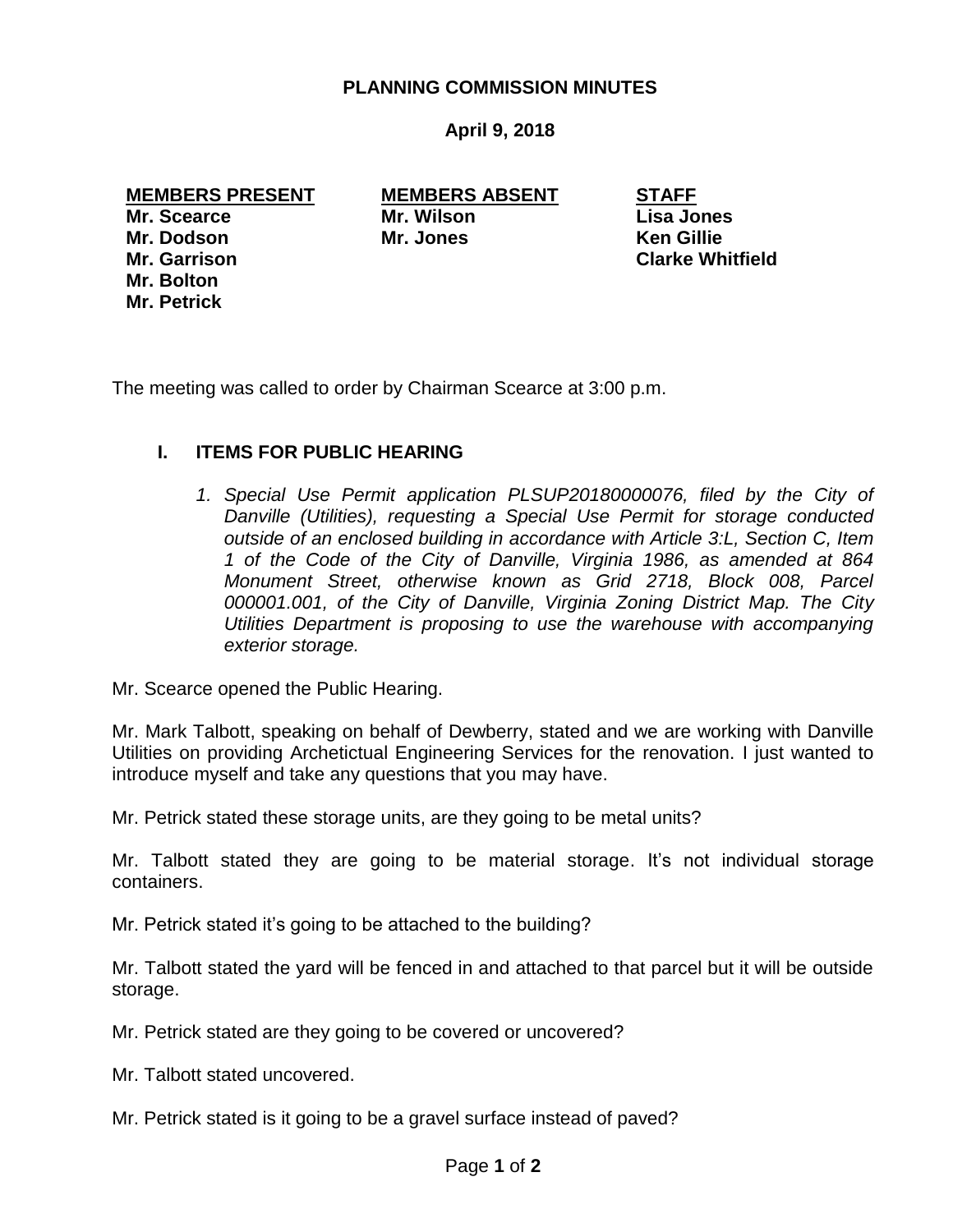# PLANNING COMMISSION MINUTES

**April 9, 2018**

| MEMBERS PRESENT | MEMBERS ABSENT | STAFF |
|---|---|---|
| Mr. Scearce | Mr. Wilson | Lisa Jones |
| Mr. Dodson | Mr. Jones | Ken Gillie |
| Mr. Garrison | | Clarke Whitfield |
| Mr. Bolton | | |
| Mr. Petrick | | |

The meeting was called to order by Chairman Scearce at 3:00 p.m.

## I. ITEMS FOR PUBLIC HEARING

1. *Special Use Permit application PLSUP20180000076, filed by the City of Danville (Utilities), requesting a Special Use Permit for storage conducted outside of an enclosed building in accordance with Article 3:L, Section C, Item 1 of the Code of the City of Danville, Virginia 1986, as amended at 864 Monument Street, otherwise known as Grid 2718, Block 008, Parcel 000001.001, of the City of Danville, Virginia Zoning District Map. The City Utilities Department is proposing to use the warehouse with accompanying exterior storage.*

Mr. Scearce opened the Public Hearing.

Mr. Mark Talbott, speaking on behalf of Dewberry, stated and we are working with Danville Utilities on providing Archetictual Engineering Services for the renovation. I just wanted to introduce myself and take any questions that you may have.

Mr. Petrick stated these storage units, are they going to be metal units?

Mr. Talbott stated they are going to be material storage. It's not individual storage containers.

Mr. Petrick stated it's going to be attached to the building?

Mr. Talbott stated the yard will be fenced in and attached to that parcel but it will be outside storage.

Mr. Petrick stated are they going to be covered or uncovered?

Mr. Talbott stated uncovered.

Mr. Petrick stated is it going to be a gravel surface instead of paved?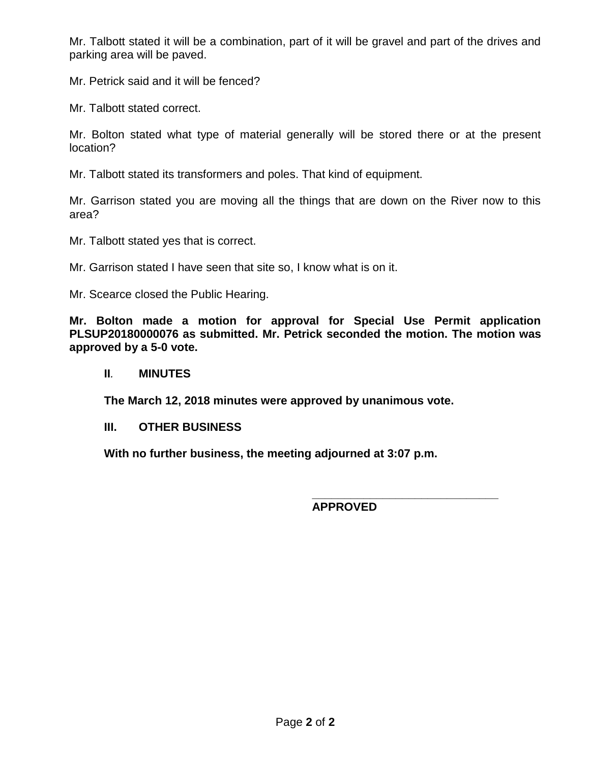Mr. Talbott stated it will be a combination, part of it will be gravel and part of the drives and parking area will be paved.

Mr. Petrick said and it will be fenced?

Mr. Talbott stated correct.

Mr. Bolton stated what type of material generally will be stored there or at the present location?

Mr. Talbott stated its transformers and poles. That kind of equipment.

Mr. Garrison stated you are moving all the things that are down on the River now to this area?

Mr. Talbott stated yes that is correct.

Mr. Garrison stated I have seen that site so, I know what is on it.

Mr. Scearce closed the Public Hearing.

**Mr. Bolton made a motion for approval for Special Use Permit application PLSUP20180000076 as submitted. Mr. Petrick seconded the motion. The motion was approved by a 5-0 vote.**

## II. MINUTES

**The March 12, 2018 minutes were approved by unanimous vote.**

## III. OTHER BUSINESS

**With no further business, the meeting adjourned at 3:07 p.m.**

\_\_\_\_\_\_\_\_\_\_\_\_\_\_\_\_\_\_\_\_\_\_\_\_\_\_\_\_\_\_\_\_

**APPROVED**